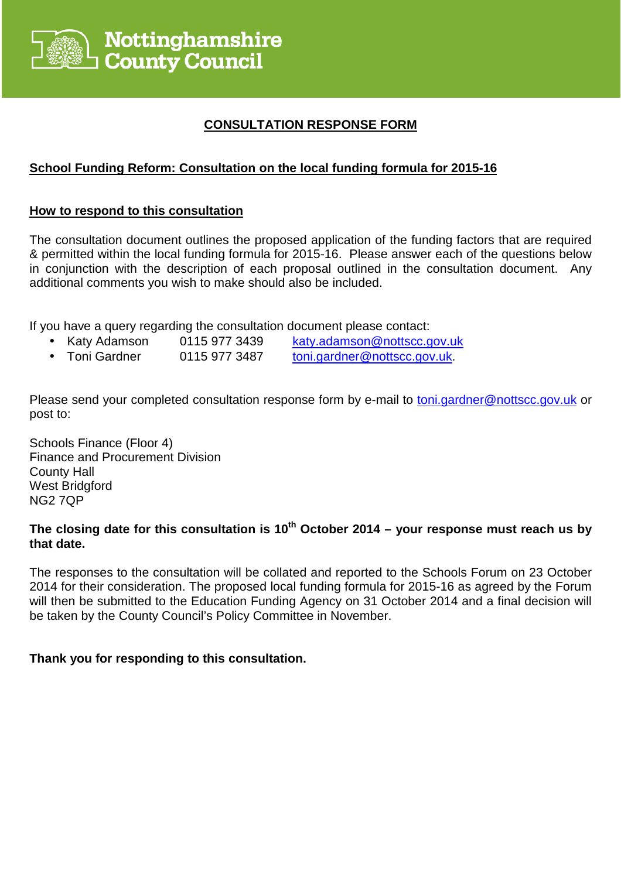Nottinghamshire County Council

# CONSULTATION RESPONSE FORM

## School Funding Reform: Consultation on the local funding formula for 2015-16

### How to respond to this consultation

The consultation document outlines the proposed application of the funding factors that are required & permitted within the local funding formula for 2015-16. Please answer each of the questions below in conjunction with the description of each proposal outlined in the consultation document. Any additional comments you wish to make should also be included.

If you have a query regarding the consultation document please contact:

- Katy Adamson 0115 977 3439 katy.adamson@nottscc.gov.uk
- Toni Gardner 0115 977 3487 toni.gardner@nottscc.gov.uk.

Please send your completed consultation response form by e-mail to toni.gardner@nottscc.gov.uk or post to:

Schools Finance (Floor 4)
Finance and Procurement Division
County Hall
West Bridgford
NG2 7QP

**The closing date for this consultation is 10th October 2014 – your response must reach us by that date.**

The responses to the consultation will be collated and reported to the Schools Forum on 23 October 2014 for their consideration. The proposed local funding formula for 2015-16 as agreed by the Forum will then be submitted to the Education Funding Agency on 31 October 2014 and a final decision will be taken by the County Council's Policy Committee in November.

**Thank you for responding to this consultation.**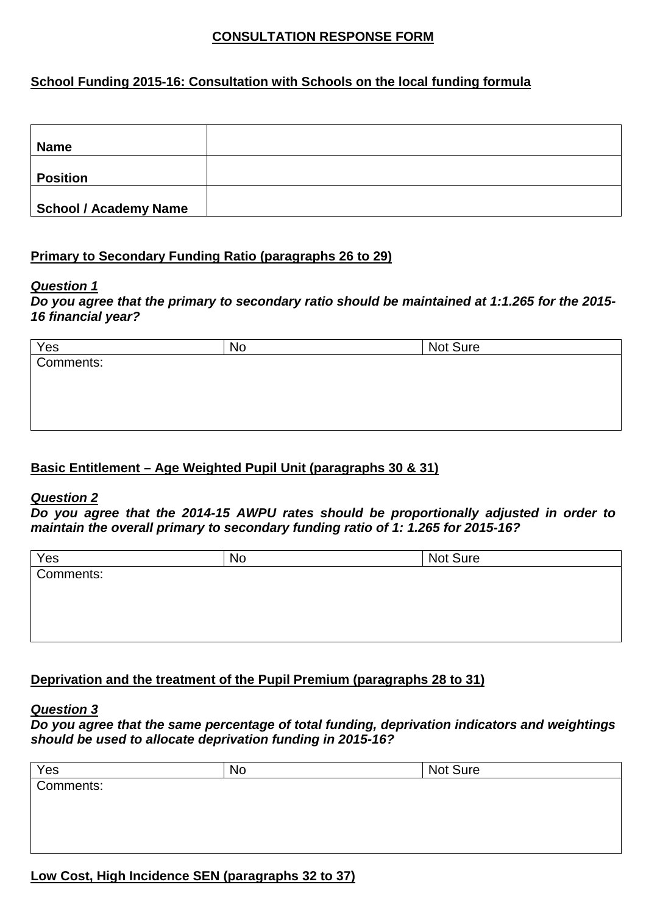**CONSULTATION RESPONSE FORM**

**School Funding 2015-16: Consultation with Schools on the local funding formula**

| **Name** | |
|---|---|
| **Position** | |
| **School / Academy Name** | |

**Primary to Secondary Funding Ratio (paragraphs 26 to 29)**

***Question 1***

***Do you agree that the primary to secondary ratio should be maintained at 1:1.265 for the 2015-16 financial year?***

| Yes | No | Not Sure |
|---|---|---|
| Comments: | | |

**Basic Entitlement – Age Weighted Pupil Unit (paragraphs 30 & 31)**

***Question 2***

***Do you agree that the 2014-15 AWPU rates should be proportionally adjusted in order to maintain the overall primary to secondary funding ratio of 1: 1.265 for 2015-16?***

| Yes | No | Not Sure |
|---|---|---|
| Comments: | | |

**Deprivation and the treatment of the Pupil Premium (paragraphs 28 to 31)**

***Question 3***

***Do you agree that the same percentage of total funding, deprivation indicators and weightings should be used to allocate deprivation funding in 2015-16?***

| Yes | No | Not Sure |
|---|---|---|
| Comments: | | |

**Low Cost, High Incidence SEN (paragraphs 32 to 37)**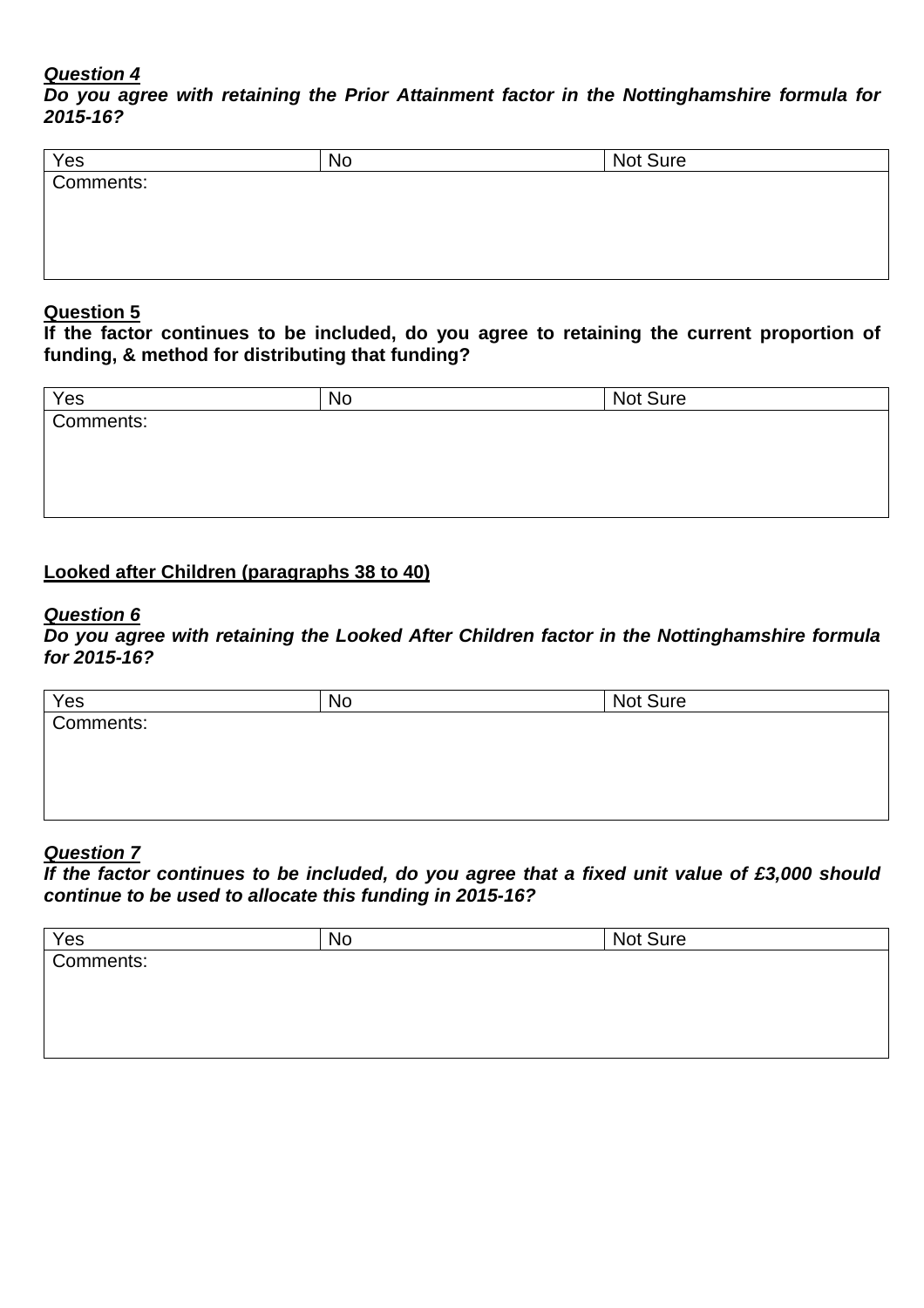***<u>Question 4</u>***

***Do you agree with retaining the Prior Attainment factor in the Nottinghamshire formula for 2015-16?***

| Yes | No | Not Sure |
|---|---|---|
| Comments: | | |

**<u>Question 5</u>**

**If the factor continues to be included, do you agree to retaining the current proportion of funding, & method for distributing that funding?**

| Yes | No | Not Sure |
|---|---|---|
| Comments: | | |

**<u>Looked after Children (paragraphs 38 to 40)</u>**

***<u>Question 6</u>***

***Do you agree with retaining the Looked After Children factor in the Nottinghamshire formula for 2015-16?***

| Yes | No | Not Sure |
|---|---|---|
| Comments: | | |

***<u>Question 7</u>***

***If the factor continues to be included, do you agree that a fixed unit value of £3,000 should continue to be used to allocate this funding in 2015-16?***

| Yes | No | Not Sure |
|---|---|---|
| Comments: | | |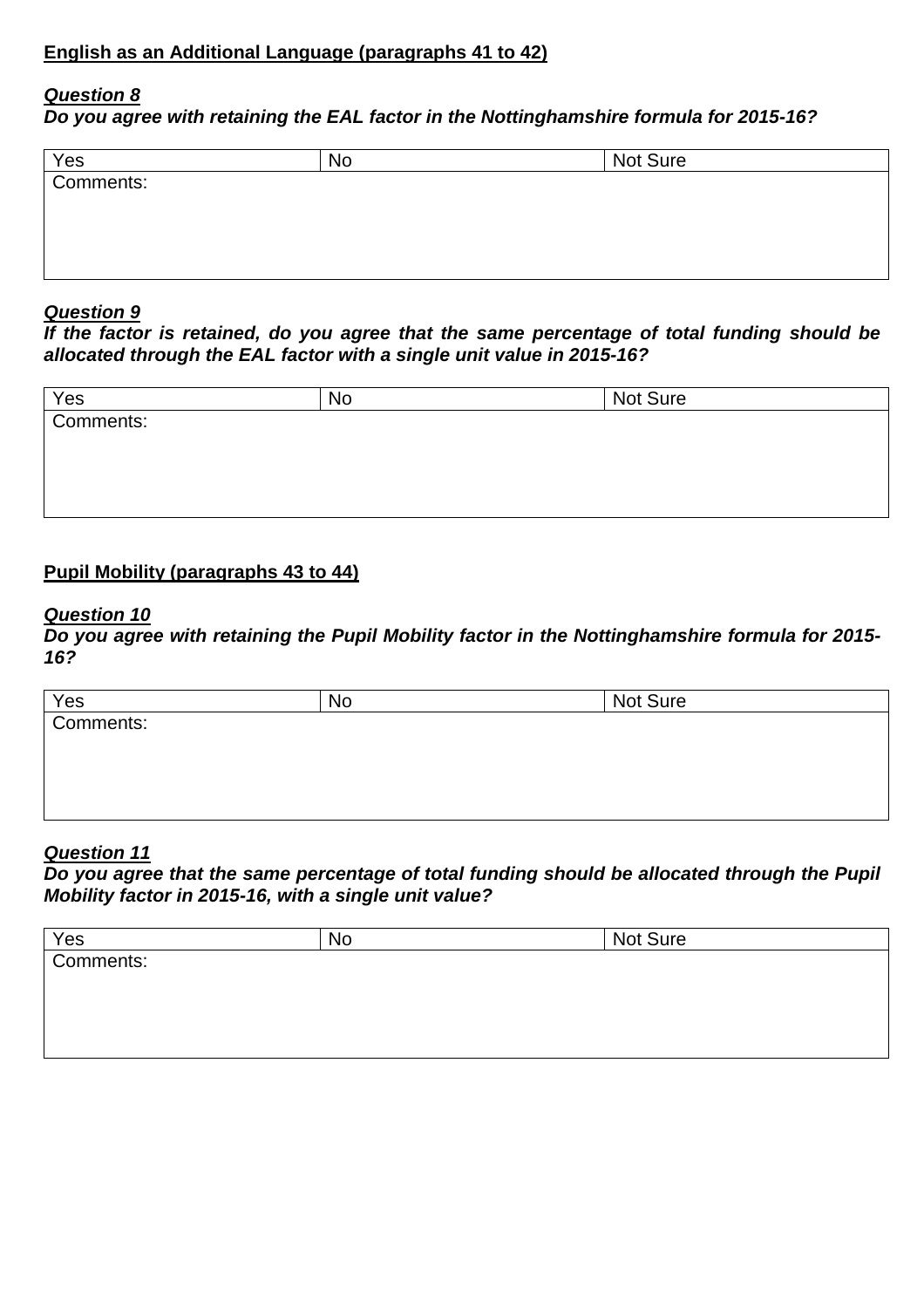**<u>English as an Additional Language (paragraphs 41 to 42)</u>**

***<u>Question 8</u>***

***Do you agree with retaining the EAL factor in the Nottinghamshire formula for 2015-16?***

| Yes | No | Not Sure |
|---|---|---|
| Comments: | | |

***<u>Question 9</u>***

***If the factor is retained, do you agree that the same percentage of total funding should be allocated through the EAL factor with a single unit value in 2015-16?***

| Yes | No | Not Sure |
|---|---|---|
| Comments: | | |

**<u>Pupil Mobility (paragraphs 43 to 44)</u>**

***<u>Question 10</u>***

***Do you agree with retaining the Pupil Mobility factor in the Nottinghamshire formula for 2015-16?***

| Yes | No | Not Sure |
|---|---|---|
| Comments: | | |

***<u>Question 11</u>***

***Do you agree that the same percentage of total funding should be allocated through the Pupil Mobility factor in 2015-16, with a single unit value?***

| Yes | No | Not Sure |
|---|---|---|
| Comments: | | |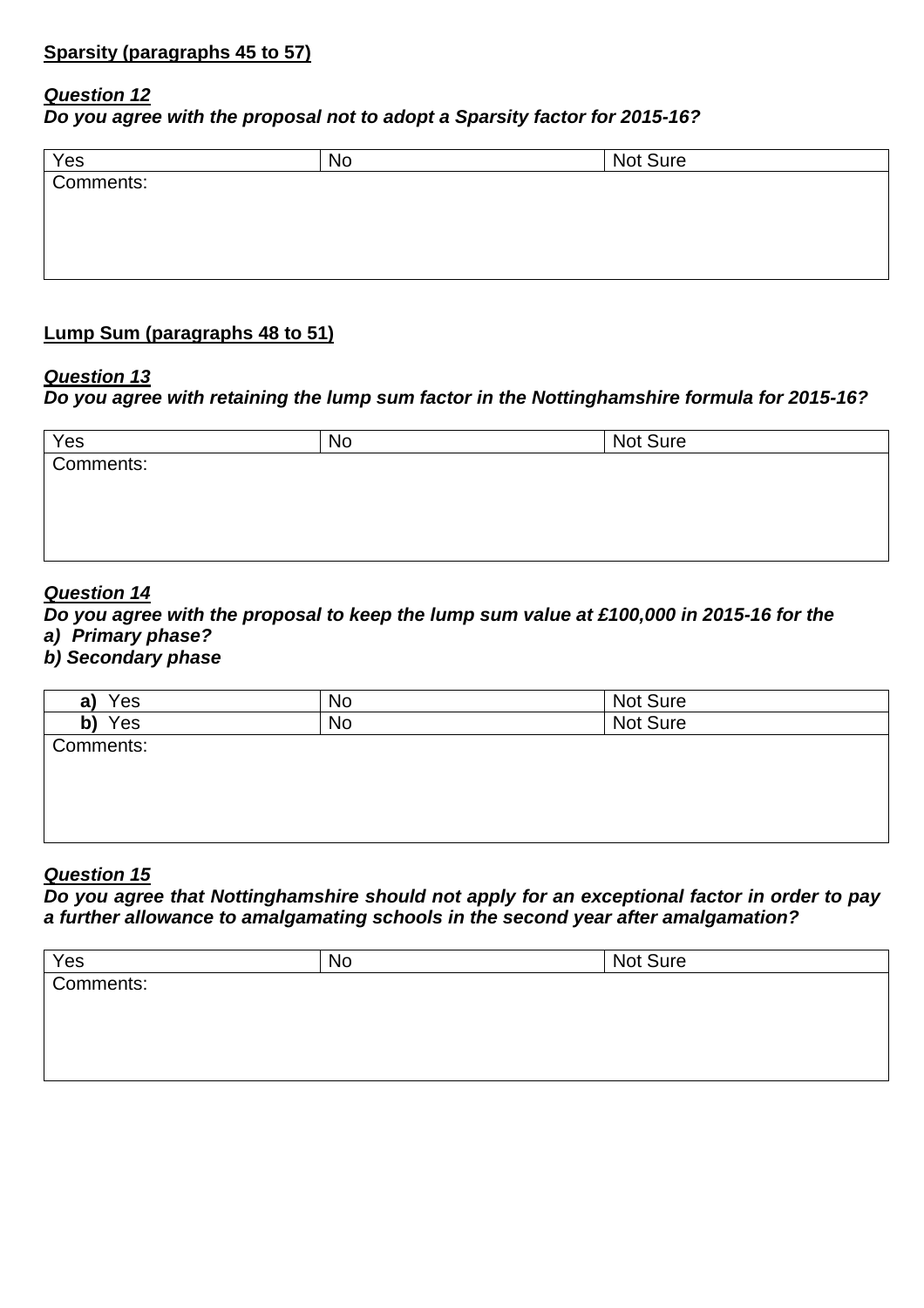**Sparsity (paragraphs 45 to 57)**

***Question 12***
***Do you agree with the proposal not to adopt a Sparsity factor for 2015-16?***

| Yes | No | Not Sure |
|---|---|---|
| Comments: | | |

**Lump Sum (paragraphs 48 to 51)**

***Question 13***
***Do you agree with retaining the lump sum factor in the Nottinghamshire formula for 2015-16?***

| Yes | No | Not Sure |
|---|---|---|
| Comments: | | |

***Question 14***
***Do you agree with the proposal to keep the lump sum value at £100,000 in 2015-16 for the***
***a) Primary phase?***
***b) Secondary phase***

| **a)** Yes | No | Not Sure |
|---|---|---|
| **b)** Yes | No | Not Sure |
| Comments: | | |

***Question 15***
***Do you agree that Nottinghamshire should not apply for an exceptional factor in order to pay a further allowance to amalgamating schools in the second year after amalgamation?***

| Yes | No | Not Sure |
|---|---|---|
| Comments: | | |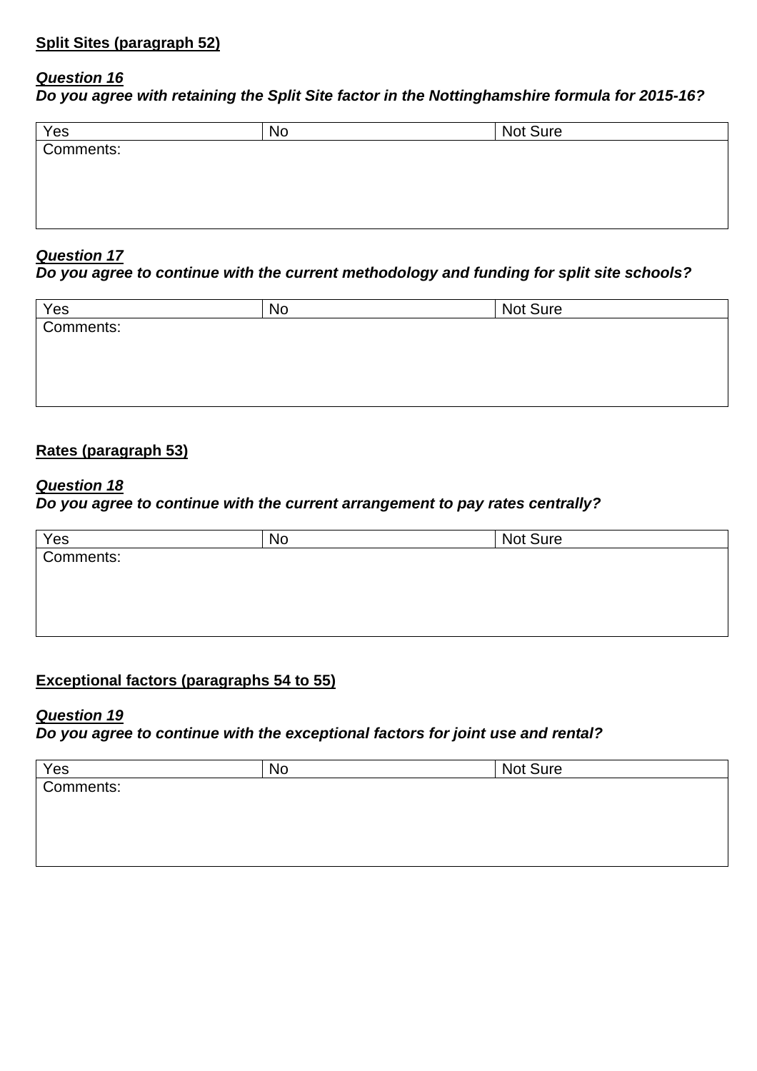**<u>Split Sites (paragraph 52)</u>**

***<u>Question 16</u>***

***Do you agree with retaining the Split Site factor in the Nottinghamshire formula for 2015-16?***

| Yes | No | Not Sure |
|---|---|---|
| Comments: | | |

***<u>Question 17</u>***

***Do you agree to continue with the current methodology and funding for split site schools?***

| Yes | No | Not Sure |
|---|---|---|
| Comments: | | |

**<u>Rates (paragraph 53)</u>**

***<u>Question 18</u>***

***Do you agree to continue with the current arrangement to pay rates centrally?***

| Yes | No | Not Sure |
|---|---|---|
| Comments: | | |

**<u>Exceptional factors (paragraphs 54 to 55)</u>**

***<u>Question 19</u>***

***Do you agree to continue with the exceptional factors for joint use and rental?***

| Yes | No | Not Sure |
|---|---|---|
| Comments: | | |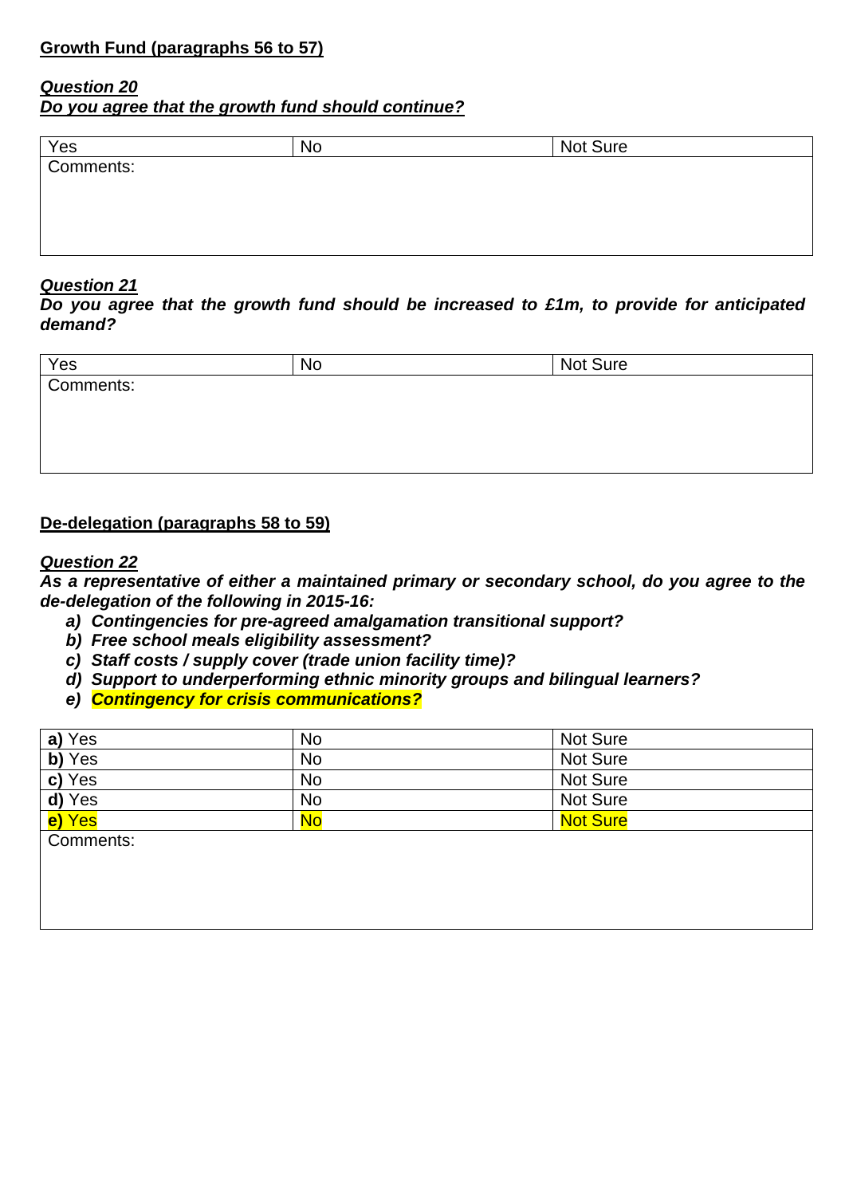**<u>Growth Fund (paragraphs 56 to 57)</u>**

***<u>Question 20</u>***
***<u>Do you agree that the growth fund should continue?</u>***

| Yes | No | Not Sure |
|---|---|---|
| Comments: | | |

***<u>Question 21</u>***
***Do you agree that the growth fund should be increased to £1m, to provide for anticipated demand?***

| Yes | No | Not Sure |
|---|---|---|
| Comments: | | |

**<u>De-delegation (paragraphs 58 to 59)</u>**

***<u>Question 22</u>***
***As a representative of either a maintained primary or secondary school, do you agree to the de-delegation of the following in 2015-16:***

- ***a) Contingencies for pre-agreed amalgamation transitional support?***
- ***b) Free school meals eligibility assessment?***
- ***c) Staff costs / supply cover (trade union facility time)?***
- ***d) Support to underperforming ethnic minority groups and bilingual learners?***
- ***e) Contingency for crisis communications?***

| **a)** Yes | No | Not Sure |
|---|---|---|
| **b)** Yes | No | Not Sure |
| **c)** Yes | No | Not Sure |
| **d)** Yes | No | Not Sure |
| **e)** Yes | No | Not Sure |
| Comments: | | |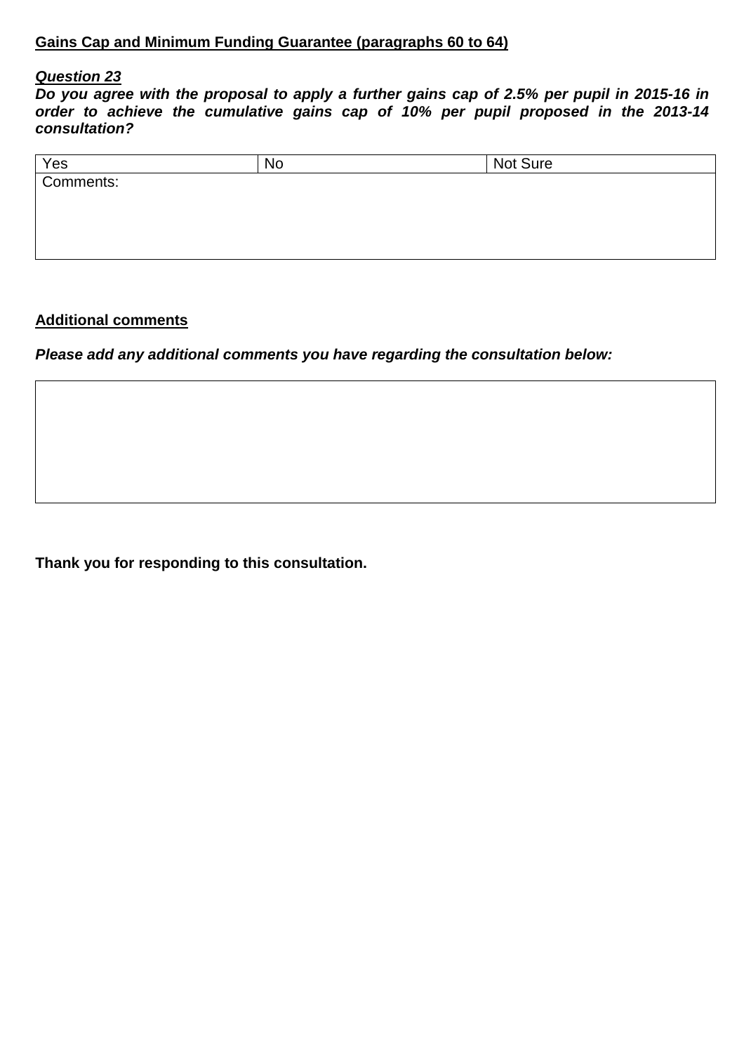**<u>Gains Cap and Minimum Funding Guarantee (paragraphs 60 to 64)</u>**

***<u>Question 23</u>***

***Do you agree with the proposal to apply a further gains cap of 2.5% per pupil in 2015-16 in order to achieve the cumulative gains cap of 10% per pupil proposed in the 2013-14 consultation?***

| Yes | No | Not Sure |
|---|---|---|
| Comments: | | |

**<u>Additional comments</u>**

***Please add any additional comments you have regarding the consultation below:***

| |
|---|
| |

**Thank you for responding to this consultation.**